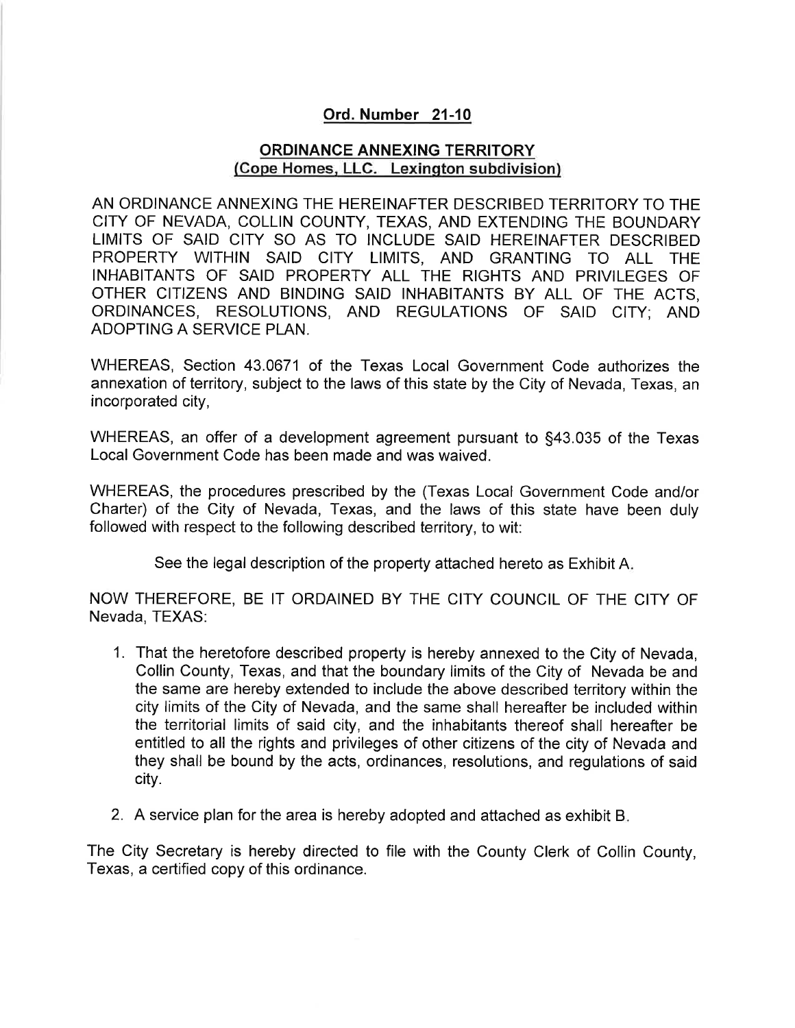# **Ord. Number 21-10**

## **ORDINANCE ANNEXING TERRITORY**
## **(Cope Homes, LLC. Lexington subdivision)**

AN ORDINANCE ANNEXING THE HEREINAFTER DESCRIBED TERRITORY TO THE CITY OF NEVADA, COLLIN COUNTY, TEXAS, AND EXTENDING THE BOUNDARY LIMITS OF SAID CITY SO AS TO INCLUDE SAID HEREINAFTER DESCRIBED PROPERTY WITHIN SAID CITY LIMITS, AND GRANTING TO ALL THE INHABITANTS OF SAID PROPERTY ALL THE RIGHTS AND PRIVILEGES OF OTHER CITIZENS AND BINDING SAID INHABITANTS BY ALL OF THE ACTS, ORDINANCES, RESOLUTIONS, AND REGULATIONS OF SAID CITY; AND ADOPTING A SERVICE PLAN.

WHEREAS, Section 43.0671 of the Texas Local Government Code authorizes the annexation of territory, subject to the laws of this state by the City of Nevada, Texas, an incorporated city,

WHEREAS, an offer of a development agreement pursuant to §43.035 of the Texas Local Government Code has been made and was waived.

WHEREAS, the procedures prescribed by the (Texas Local Government Code and/or Charter) of the City of Nevada, Texas, and the laws of this state have been duly followed with respect to the following described territory, to wit:

See the legal description of the property attached hereto as Exhibit A.

NOW THEREFORE, BE IT ORDAINED BY THE CITY COUNCIL OF THE CITY OF Nevada, TEXAS:

1. That the heretofore described property is hereby annexed to the City of Nevada, Collin County, Texas, and that the boundary limits of the City of Nevada be and the same are hereby extended to include the above described territory within the city limits of the City of Nevada, and the same shall hereafter be included within the territorial limits of said city, and the inhabitants thereof shall hereafter be entitled to all the rights and privileges of other citizens of the city of Nevada and they shall be bound by the acts, ordinances, resolutions, and regulations of said city.

2. A service plan for the area is hereby adopted and attached as exhibit B.

The City Secretary is hereby directed to file with the County Clerk of Collin County, Texas, a certified copy of this ordinance.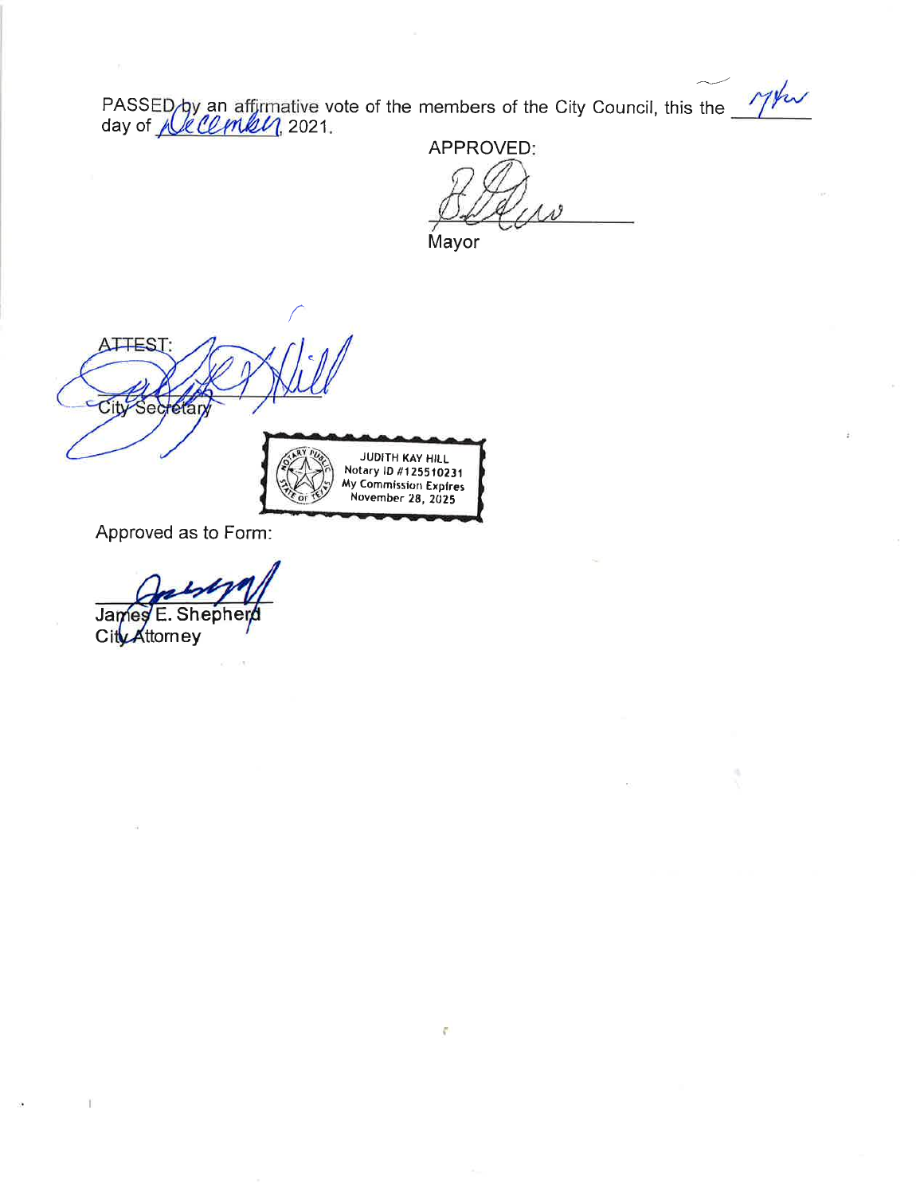PASSED by an affirmative vote of the members of the City Council, this the 7th day of December, 2021.

APPROVED:

Mayor

ATTEST:

City Secretary

JUDITH KAY HILL
Notary ID #125510231
My Commission Expires
November 28, 2025

Approved as to Form:

James E. Shepherd
City Attorney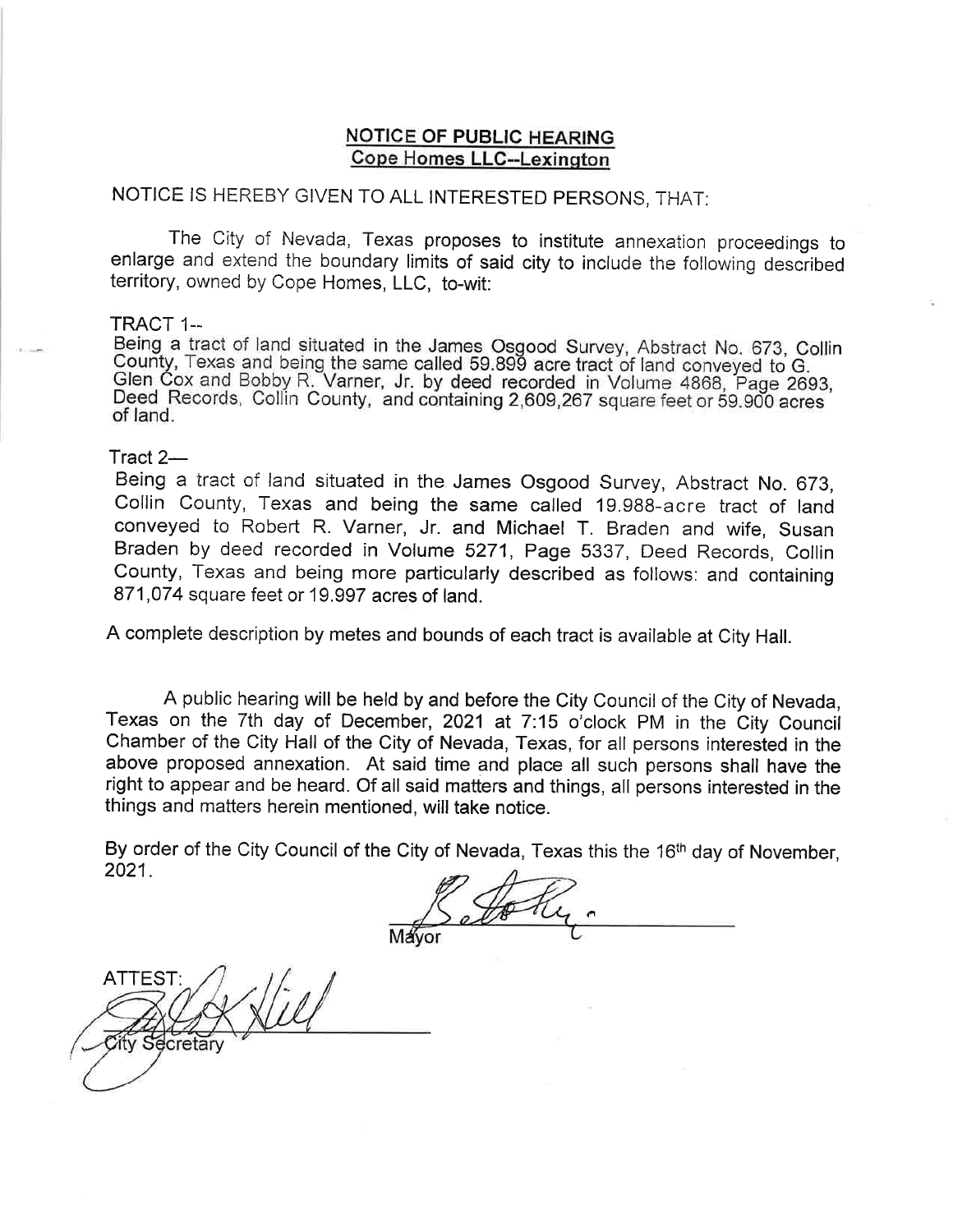## **NOTICE OF PUBLIC HEARING**
## **Cope Homes LLC--Lexington**

NOTICE IS HEREBY GIVEN TO ALL INTERESTED PERSONS, THAT:

The City of Nevada, Texas proposes to institute annexation proceedings to enlarge and extend the boundary limits of said city to include the following described territory, owned by Cope Homes, LLC, to-wit:

TRACT 1--

Being a tract of land situated in the James Osgood Survey, Abstract No. 673, Collin County, Texas and being the same called 59.899 acre tract of land conveyed to G. Glen Cox and Bobby R. Varner, Jr. by deed recorded in Volume 4868, Page 2693, Deed Records, Collin County, and containing 2,609,267 square feet or 59.900 acres of land.

Tract 2—

Being a tract of land situated in the James Osgood Survey, Abstract No. 673, Collin County, Texas and being the same called 19.988-acre tract of land conveyed to Robert R. Varner, Jr. and Michael T. Braden and wife, Susan Braden by deed recorded in Volume 5271, Page 5337, Deed Records, Collin County, Texas and being more particularly described as follows: and containing 871,074 square feet or 19.997 acres of land.

A complete description by metes and bounds of each tract is available at City Hall.

A public hearing will be held by and before the City Council of the City of Nevada, Texas on the 7th day of December, 2021 at 7:15 o'clock PM in the City Council Chamber of the City Hall of the City of Nevada, Texas, for all persons interested in the above proposed annexation. At said time and place all such persons shall have the right to appear and be heard. Of all said matters and things, all persons interested in the things and matters herein mentioned, will take notice.

By order of the City Council of the City of Nevada, Texas this the 16th day of November, 2021.

Mayor

ATTEST:

City Secretary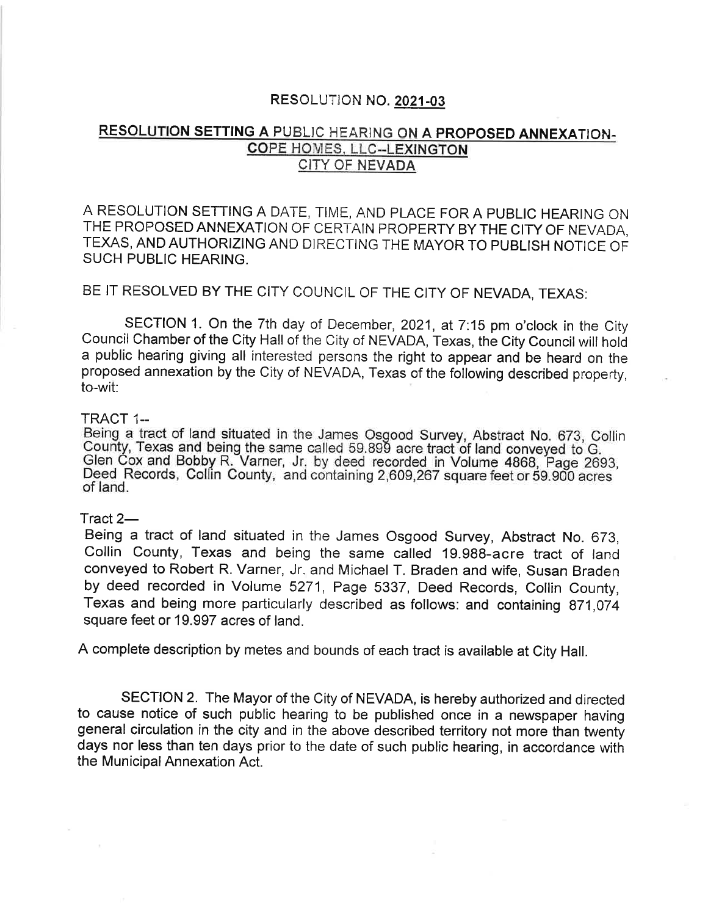# RESOLUTION NO. 2021-03

## RESOLUTION SETTING A PUBLIC HEARING ON A PROPOSED ANNEXATION-COPE HOMES, LLC--LEXINGTON CITY OF NEVADA

A RESOLUTION SETTING A DATE, TIME, AND PLACE FOR A PUBLIC HEARING ON THE PROPOSED ANNEXATION OF CERTAIN PROPERTY BY THE CITY OF NEVADA, TEXAS, AND AUTHORIZING AND DIRECTING THE MAYOR TO PUBLISH NOTICE OF SUCH PUBLIC HEARING.

BE IT RESOLVED BY THE CITY COUNCIL OF THE CITY OF NEVADA, TEXAS:

SECTION 1. On the 7th day of December, 2021, at 7:15 pm o'clock in the City Council Chamber of the City Hall of the City of NEVADA, Texas, the City Council will hold a public hearing giving all interested persons the right to appear and be heard on the proposed annexation by the City of NEVADA, Texas of the following described property, to-wit:

TRACT 1--
Being a tract of land situated in the James Osgood Survey, Abstract No. 673, Collin County, Texas and being the same called 59.899 acre tract of land conveyed to G. Glen Cox and Bobby R. Varner, Jr. by deed recorded in Volume 4868, Page 2693, Deed Records, Collin County, and containing 2,609,267 square feet or 59.900 acres of land.

Tract 2—
Being a tract of land situated in the James Osgood Survey, Abstract No. 673, Collin County, Texas and being the same called 19.988-acre tract of land conveyed to Robert R. Varner, Jr. and Michael T. Braden and wife, Susan Braden by deed recorded in Volume 5271, Page 5337, Deed Records, Collin County, Texas and being more particularly described as follows: and containing 871,074 square feet or 19.997 acres of land.

A complete description by metes and bounds of each tract is available at City Hall.

SECTION 2. The Mayor of the City of NEVADA, is hereby authorized and directed to cause notice of such public hearing to be published once in a newspaper having general circulation in the city and in the above described territory not more than twenty days nor less than ten days prior to the date of such public hearing, in accordance with the Municipal Annexation Act.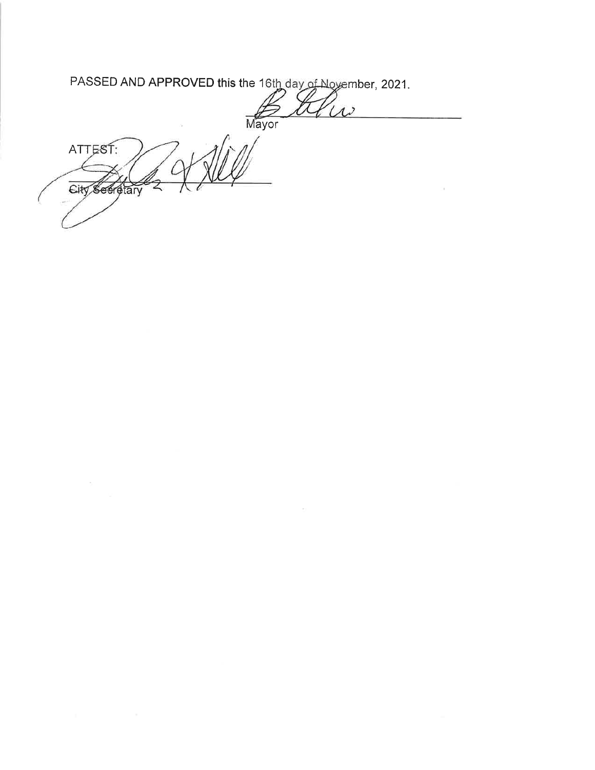**PASSED AND APPROVED** this the 16th day of November, 2021.

\_\_\_\_\_\_\_\_\_\_\_\_\_\_\_\_\_\_\_\_\_\_\_\_\_\_\_\_
Mayor

ATTEST:

\_\_\_\_\_\_\_\_\_\_\_\_\_\_\_\_\_\_\_\_\_\_\_\_\_\_\_\_
City Secretary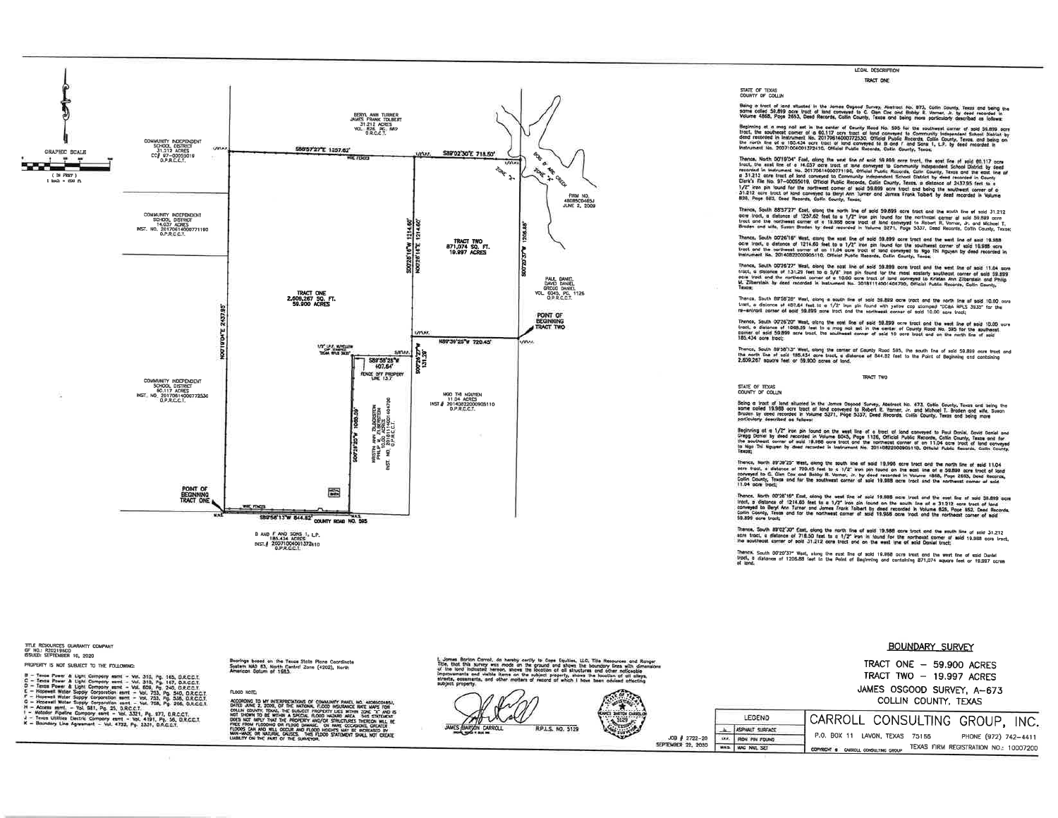## LEGAL DESCRIPTION

### TRACT ONE

STATE OF TEXAS
COUNTY OF COLLIN

Being a tract of land situated in the James Osgood Survey, Abstract No. 673, Collin County, Texas and being the same called 59.899 acre tract of land conveyed to C. Glen Cox and Bobby R. Varner, Jr. by deed recorded in Volume 4868, Page 2653, Deed Records, Collin County, Texas and being more particularly described as follows:

Beginning at a mag nail set in the center of County Road No. 595 for the southwest corner of said 59.899 acre tract, the southeast corner of a 60.117 acre tract of land conveyed to Community Independent School District by deed recorded in Instrument No. 20170614000772530, Official Public Records, Collin County, Texas and being on the north line of a 185.434 acre tract of land conveyed to B and F and Sons 1, L.P. by deed recorded in Instrument No. 20071004001372410, Official Public Records, Collin County, Texas;

Thence, North 00°19'04" East, along the west line of said 59.899 acre tract, the east line of said 60.117 acre tract, the east line of a 14.037 acre tract of land conveyed to Community Independent School District by deed recorded in Instrument No. 20170614000771190, Official Public Records, Collin County, Texas and the east line of a 31.212 acre tract of land conveyed to Community Independent School District by deed recorded in County Clerk's File No. 97-0055019, Official Public Records, Collin County, Texas, a distance of 2437.95 feet to a 1/2" iron pin found for the northwest corner of said 59.899 acre tract and being the southwest corner of a 31.212 acre tract of land conveyed to Beryl Ann Turner and James Frank Tolbert by deed recorded in Volume 826, Page 682, Deed Records, Collin County, Texas;

Thence, South 88°57'27" East, along the north line of said 59.899 acre tract and the south line of said 31.212 acre tract, a distance of 1257.62 feet to a 1/2" iron pin found for the northeast corner of said 59.899 acre tract and the northwest corner of a 19.988 acre tract of land conveyed to Robert R. Varner, Jr. and Michael T. Broden and wife, Susan Broden by deed recorded in Volume 5271, Page 5337, Deed Records, Collin County, Texas;

Thence, South 00°26'16" West, along the east line of said 59.899 acre tract and the west line of said 19.988 acre tract, a distance of 1214.60 feet to a 1/2" iron pin found for the southwest corner of said 19.988 acre tract and the northwest corner of an 11.04 acre tract of land conveyed to Ngo Thi Nguyen by deed recorded in Instrument No. 20140822000905110, Official Public Records, Collin County, Texas;

Thence, South 00°26'27" West, along the east line of said 59.899 acre tract and the west line of said 11.04 acre tract, a distance of 131.29 feet to a 5/8" iron pin found for the most easterly southeast corner of said 59.899 acre tract and the northeast corner of a 10.00 acre tract of land conveyed to Kristen Ann Zilberstein and Philip M. Zilberstein by deed recorded in Instrument No. 20181114001404790, Official Public Records, Collin County, Texas;

Thence, South 89°58'28" West, along a south line of said 59.899 acre tract and the north line of said 10.00 acre tract, a distance of 407.64 feet to a 1/2" iron pin found with yellow cap stamped "DC&A RPLS 3935" for the re-entrant corner of said 59.899 acre tract and the northwest corner of said 10.00 acre tract;

Thence, South 00°26'20" West, along the east line of said 59.899 acre tract and the west line of said 10.00 acre tract, a distance of 1068.59 feet to a mag nail set in the center of County Road No. 595 for the southeast corner of said 59.899 acre tract, the southwest corner of said 10.00 acre tract and on the north line of said 185.434 acre tract;

Thence, South 89°56'13" West, along the center of County Road 595, the south line of said 59.899 acre tract and the north line of said 185.434 acre tract, a distance of 844.82 feet to the Point of Beginning and containing 2,609,267 square feet or 59.900 acres of land.

### TRACT TWO

STATE OF TEXAS
COUNTY OF COLLIN

Being a tract of land situated in the James Osgood Survey, Abstract No. 673, Collin County, Texas and being the same called 19.988 acre tract of land conveyed to Robert R. Varner, Jr. and Michael T. Broden and wife, Susan Broden by deed recorded in Volume 5271, Page 5337, Deed Records, Collin County, Texas and being more particularly described as follows:

Beginning at a 1/2" iron pin found on the west line of a tract of land conveyed to Paul Daniel, David Daniel and Gregg Daniel by deed recorded in Volume 6045, Page 1126, Official Public Records, Collin County, Texas and for the southeast corner of said 19.988 acre tract and the northeast corner of an 11.04 acre tract of land conveyed to Ngo Thi Nguyen by deed recorded in Instrument No. 20140822000905110, Official Public Records, Collin County, Texas;

Thence, North 89°39'25" West, along the south line of said 19.998 acre tract and the north line of said 11.04 acre tract, a distance of 720.45 feet to a 1/2" iron pin found on the east line of a 59.899 acre tract of land conveyed to C. Glen Cox and Bobby R. Varner, Jr. by deed recorded in Volume 4868, Page 2653, Deed Records, Collin County, Texas and for the southwest corner of said 19.988 acre tract and the northwest corner of said 11.04 acre tract;

Thence, North 00°26'16" East, along the west line of said 19.988 acre tract and the east line of said 59.899 acre tract, a distance of 1214.60 feet to a 1/2" iron pin found on the south line of a 31.212 acre tract of land conveyed to Beryl Ann Turner and James Frank Tolbert by deed recorded in Volume 826, Page 682, Deed Records, Collin County, Texas and for the northwest corner of said 19.988 acre tract and the northeast corner of said 59.899 acre tract;

Thence, South 89°02'30" East, along the north line of said 19.988 acre tract and the south line of said 31.212 acre tract, a distance of 718.50 feet to a 1/2" iron pin found for the northeast corner of said 19.988 acre tract, the southeast corner of said 31.212 acre tract and on the west line of said Daniel tract;

Thence, South 00°20'37" West, along the east line of said 19.988 acre tract and the west line of said Daniel tract, a distance of 1205.88 feet to the Point of Beginning and containing 871,074 square feet or 19.997 acres of land.

---

TITLE RESOURCES GUARANTY COMPANY
GF NO.: R2021980
ISSUED: SEPTEMBER 16, 2020

PROPERTY IS NOT SUBJECT TO THE FOLLOWING:

- B – Texas Power & Light Company esmt – Vol. 310, Pg. 163, D.R.C.C.T.
- C – Texas Power & Light Company esmt – Vol. 310, Pg. 167, D.R.C.C.T.
- D – Texas Power & Light Company esmt – Vol. 609, Pg. 240, D.R.C.C.T.
- E – Hopewell Water Supply Corporation esmt – Vol. 753, Pg. 540, D.R.C.C.T.
- F – Hopewell Water Supply Corporation esmt – Vol. 753, Pg. 538, D.R.C.C.T.
- G – Hopewell Water Supply Corporation esmt – Vol. 758, Pg. 266, D.R.C.C.T.
- H – Access esmt. – Vol. 981, Pg. 25, D.R.C.C.T.
- I – Matador Pipeline Company esmt – Vol. 3321, Pg. 377, D.R.C.C.T.
- J – Texas Utilities Electric Company esmt – Vol. 4191, Pg. 56, D.R.C.C.T.
- K – Boundary Line Agreement – Vol. 4732, Pg. 3321, D.R.C.C.T.

Bearings based on the Texas State Plane Coordinate System NAD 83, North Central Zone (4202), North American Datum of 1983.

FLOOD NOTE:

ACCORDING TO MY INTERPRETATIONS OF COMMUNITY PANEL NO. 48085C0465J, DATED JUNE 2, 2009, OF THE NATIONAL FLOOD INSURANCE RATE MAPS FOR COLLIN COUNTY, TEXAS, THE SUBJECT PROPERTY LIES WITHIN ZONE "X" AND IS NOT SHOWN TO BE WITHIN A SPECIAL FLOOD HAZARD AREA. THIS STATEMENT DOES NOT IMPLY THAT THE PROPERTY AND/OR STRUCTURES THEREON WILL BE FREE FROM FLOODING OR FLOOD DAMAGE. ON RARE OCCASIONS, GREATER FLOODS CAN AND WILL OCCUR AND FLOOD HEIGHTS MAY BE INCREASED BY MAN-MADE OR NATURAL CAUSES. THIS FLOOD STATEMENT SHALL NOT CREATE LIABILITY ON THE PART OF THE SURVEYOR.

I, James Barton Carroll, do hereby certify to Cope Equities, LLC, Title Resources and Ranger Title, that this survey was made on the ground and shows the boundary lines with dimensions of the land indicated hereon, shows the location of all structures and other noticeable improvements and visible items on the subject property, shows the location of all alleys, streets, easements, and other matters of record of which I have been advised affecting subject property.

JAMES BARTON CARROLL R.P.L.S. NO. 3129

JOB # 2722-20
SEPTEMBER 22, 2020

| LEGEND | |
|---|---|
| | ASPHALT SURFACE |
| I.P.F. | IRON PIN FOUND |
| M.N.S. | MAG NAIL SET |

## BOUNDARY SURVEY

TRACT ONE – 59.900 ACRES
TRACT TWO – 19.997 ACRES
JAMES OSGOOD SURVEY, A-673
COLLIN COUNTY, TEXAS

**CARROLL CONSULTING GROUP, INC.**
P.O. BOX 11 LAVON, TEXAS 75166 PHONE (972) 742-4411
COPYRIGHT © CARROLL CONSULTING GROUP TEXAS FIRM REGISTRATION NO.: 10007200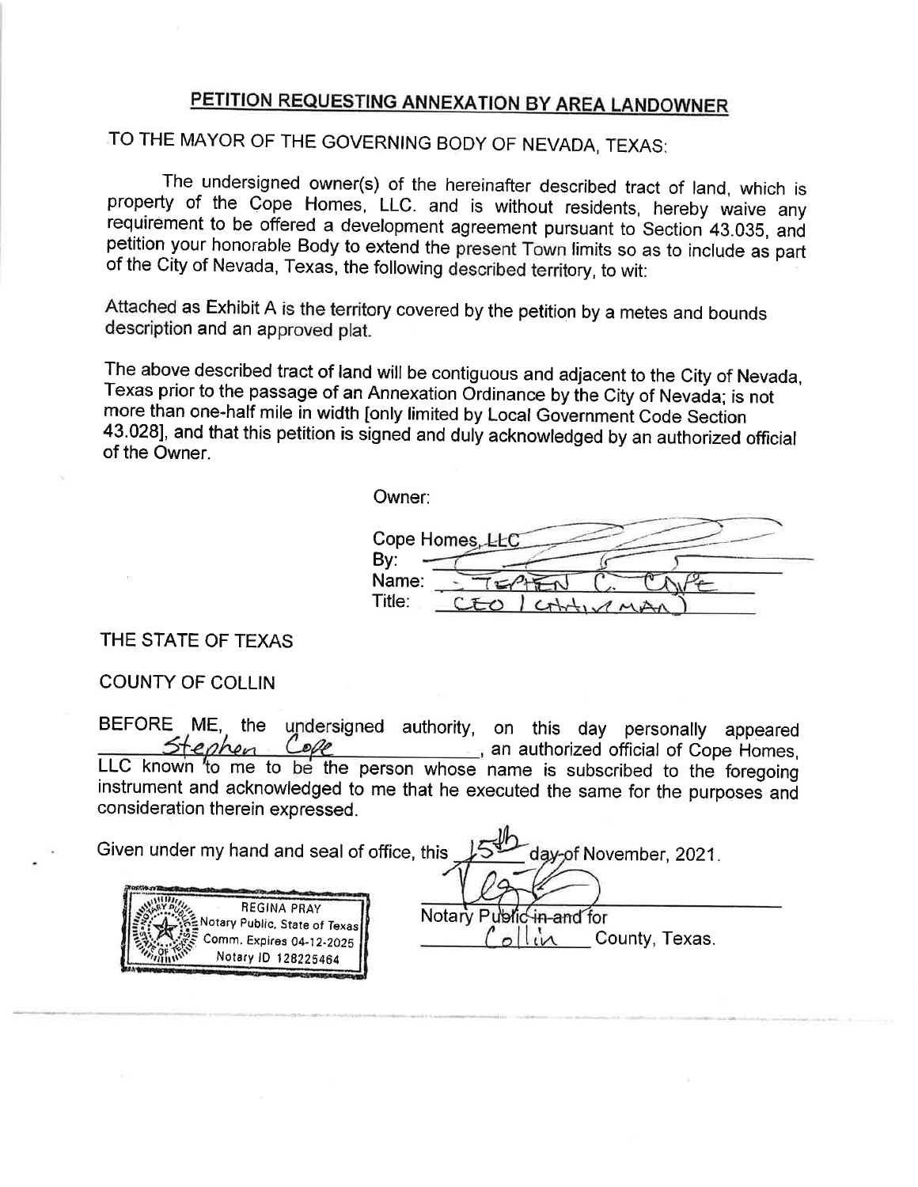# PETITION REQUESTING ANNEXATION BY AREA LANDOWNER

TO THE MAYOR OF THE GOVERNING BODY OF NEVADA, TEXAS:

The undersigned owner(s) of the hereinafter described tract of land, which is property of the Cope Homes, LLC. and is without residents, hereby waive any requirement to be offered a development agreement pursuant to Section 43.035, and petition your honorable Body to extend the present Town limits so as to include as part of the City of Nevada, Texas, the following described territory, to wit:

Attached as Exhibit A is the territory covered by the petition by a metes and bounds description and an approved plat.

The above described tract of land will be contiguous and adjacent to the City of Nevada, Texas prior to the passage of an Annexation Ordinance by the City of Nevada; is not more than one-half mile in width [only limited by Local Government Code Section 43.028], and that this petition is signed and duly acknowledged by an authorized official of the Owner.

Owner:

Cope Homes, LLC
By: ____________________
Name: STEPHEN C. COPE
Title: CEO / CHAIRMAN

THE STATE OF TEXAS

COUNTY OF COLLIN

BEFORE ME, the undersigned authority, on this day personally appeared Stephen Cope, an authorized official of Cope Homes, LLC known to me to be the person whose name is subscribed to the foregoing instrument and acknowledged to me that he executed the same for the purposes and consideration therein expressed.

Given under my hand and seal of office, this 15th day of November, 2021.

REGINA PRAY
Notary Public, State of Texas
Comm. Expires 04-12-2025
Notary ID 128225464

____________________
Notary Public ~~in and~~ for
Collin County, Texas.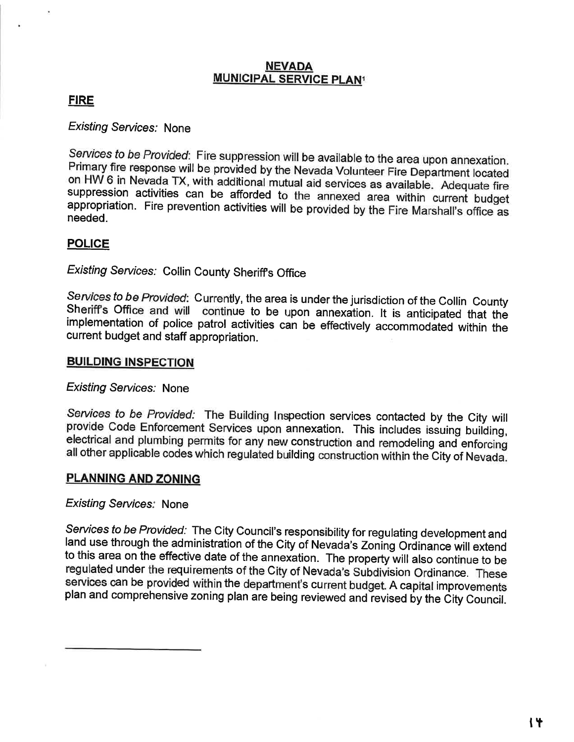# NEVADA MUNICIPAL SERVICE PLAN[1]

## FIRE

*Existing Services:* None

*Services to be Provided*: Fire suppression will be available to the area upon annexation. Primary fire response will be provided by the Nevada Volunteer Fire Department located on HW 6 in Nevada TX, with additional mutual aid services as available. Adequate fire suppression activities can be afforded to the annexed area within current budget appropriation. Fire prevention activities will be provided by the Fire Marshall's office as needed.

## POLICE

*Existing Services:* Collin County Sheriff's Office

*Services to be Provided*: Currently, the area is under the jurisdiction of the Collin County Sheriff's Office and will continue to be upon annexation. It is anticipated that the implementation of police patrol activities can be effectively accommodated within the current budget and staff appropriation.

## BUILDING INSPECTION

*Existing Services:* None

*Services to be Provided:* The Building Inspection services contacted by the City will provide Code Enforcement Services upon annexation. This includes issuing building, electrical and plumbing permits for any new construction and remodeling and enforcing all other applicable codes which regulated building construction within the City of Nevada.

## PLANNING AND ZONING

*Existing Services:* None

*Services to be Provided:* The City Council's responsibility for regulating development and land use through the administration of the City of Nevada's Zoning Ordinance will extend to this area on the effective date of the annexation. The property will also continue to be regulated under the requirements of the City of Nevada's Subdivision Ordinance. These services can be provided within the department's current budget. A capital improvements plan and comprehensive zoning plan are being reviewed and revised by the City Council.

---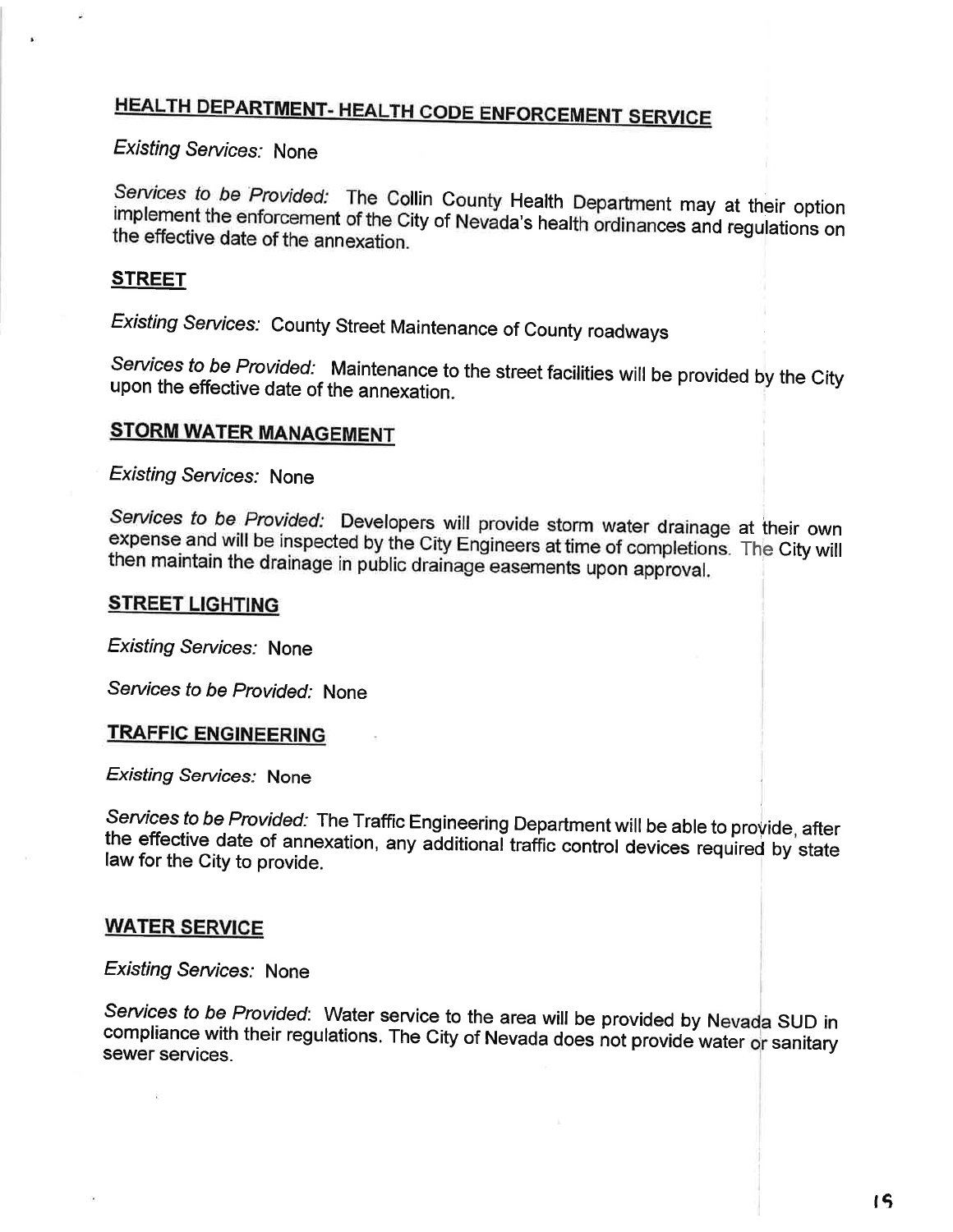## HEALTH DEPARTMENT- HEALTH CODE ENFORCEMENT SERVICE

*Existing Services:* None

*Services to be Provided:* The Collin County Health Department may at their option implement the enforcement of the City of Nevada's health ordinances and regulations on the effective date of the annexation.

## STREET

*Existing Services:* County Street Maintenance of County roadways

*Services to be Provided:* Maintenance to the street facilities will be provided by the City upon the effective date of the annexation.

## STORM WATER MANAGEMENT

*Existing Services:* None

*Services to be Provided:* Developers will provide storm water drainage at their own expense and will be inspected by the City Engineers at time of completions. The City will then maintain the drainage in public drainage easements upon approval.

## STREET LIGHTING

*Existing Services:* None

*Services to be Provided:* None

## TRAFFIC ENGINEERING

*Existing Services:* None

*Services to be Provided:* The Traffic Engineering Department will be able to provide, after the effective date of annexation, any additional traffic control devices required by state law for the City to provide.

## WATER SERVICE

*Existing Services:* None

*Services to be Provided*: Water service to the area will be provided by Nevada SUD in compliance with their regulations. The City of Nevada does not provide water or sanitary sewer services.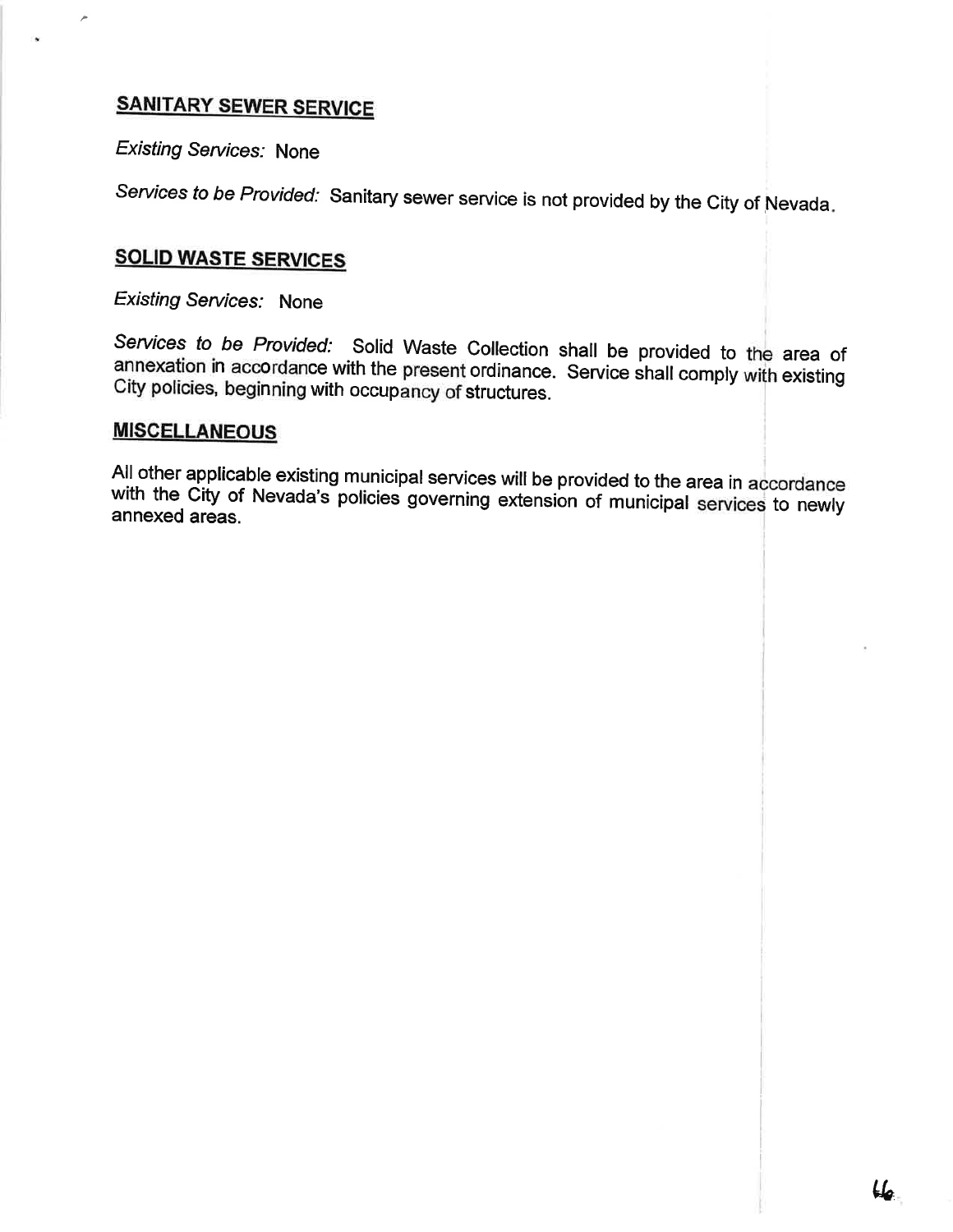## SANITARY SEWER SERVICE

*Existing Services:* None

*Services to be Provided:* Sanitary sewer service is not provided by the City of Nevada.

## SOLID WASTE SERVICES

*Existing Services:* None

*Services to be Provided:* Solid Waste Collection shall be provided to the area of annexation in accordance with the present ordinance. Service shall comply with existing City policies, beginning with occupancy of structures.

## MISCELLANEOUS

All other applicable existing municipal services will be provided to the area in accordance with the City of Nevada's policies governing extension of municipal services to newly annexed areas.